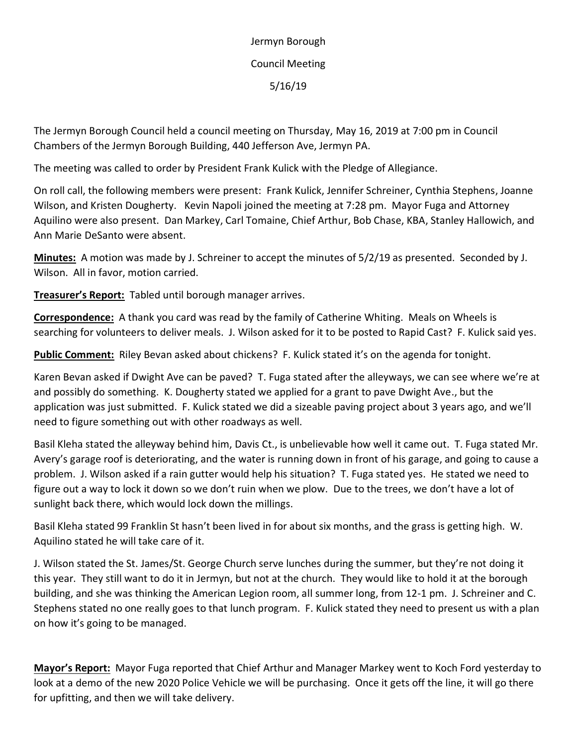Jermyn Borough

Council Meeting

5/16/19

The Jermyn Borough Council held a council meeting on Thursday, May 16, 2019 at 7:00 pm in Council Chambers of the Jermyn Borough Building, 440 Jefferson Ave, Jermyn PA.

The meeting was called to order by President Frank Kulick with the Pledge of Allegiance.

On roll call, the following members were present: Frank Kulick, Jennifer Schreiner, Cynthia Stephens, Joanne Wilson, and Kristen Dougherty. Kevin Napoli joined the meeting at 7:28 pm. Mayor Fuga and Attorney Aquilino were also present. Dan Markey, Carl Tomaine, Chief Arthur, Bob Chase, KBA, Stanley Hallowich, and Ann Marie DeSanto were absent.

**Minutes:** A motion was made by J. Schreiner to accept the minutes of 5/2/19 as presented. Seconded by J. Wilson. All in favor, motion carried.

**Treasurer's Report:** Tabled until borough manager arrives.

**Correspondence:** A thank you card was read by the family of Catherine Whiting. Meals on Wheels is searching for volunteers to deliver meals. J. Wilson asked for it to be posted to Rapid Cast? F. Kulick said yes.

**Public Comment:** Riley Bevan asked about chickens? F. Kulick stated it's on the agenda for tonight.

Karen Bevan asked if Dwight Ave can be paved? T. Fuga stated after the alleyways, we can see where we're at and possibly do something. K. Dougherty stated we applied for a grant to pave Dwight Ave., but the application was just submitted. F. Kulick stated we did a sizeable paving project about 3 years ago, and we'll need to figure something out with other roadways as well.

Basil Kleha stated the alleyway behind him, Davis Ct., is unbelievable how well it came out. T. Fuga stated Mr. Avery's garage roof is deteriorating, and the water is running down in front of his garage, and going to cause a problem. J. Wilson asked if a rain gutter would help his situation? T. Fuga stated yes. He stated we need to figure out a way to lock it down so we don't ruin when we plow. Due to the trees, we don't have a lot of sunlight back there, which would lock down the millings.

Basil Kleha stated 99 Franklin St hasn't been lived in for about six months, and the grass is getting high. W. Aquilino stated he will take care of it.

J. Wilson stated the St. James/St. George Church serve lunches during the summer, but they're not doing it this year. They still want to do it in Jermyn, but not at the church. They would like to hold it at the borough building, and she was thinking the American Legion room, all summer long, from 12-1 pm. J. Schreiner and C. Stephens stated no one really goes to that lunch program. F. Kulick stated they need to present us with a plan on how it's going to be managed.

**Mayor's Report:** Mayor Fuga reported that Chief Arthur and Manager Markey went to Koch Ford yesterday to look at a demo of the new 2020 Police Vehicle we will be purchasing. Once it gets off the line, it will go there for upfitting, and then we will take delivery.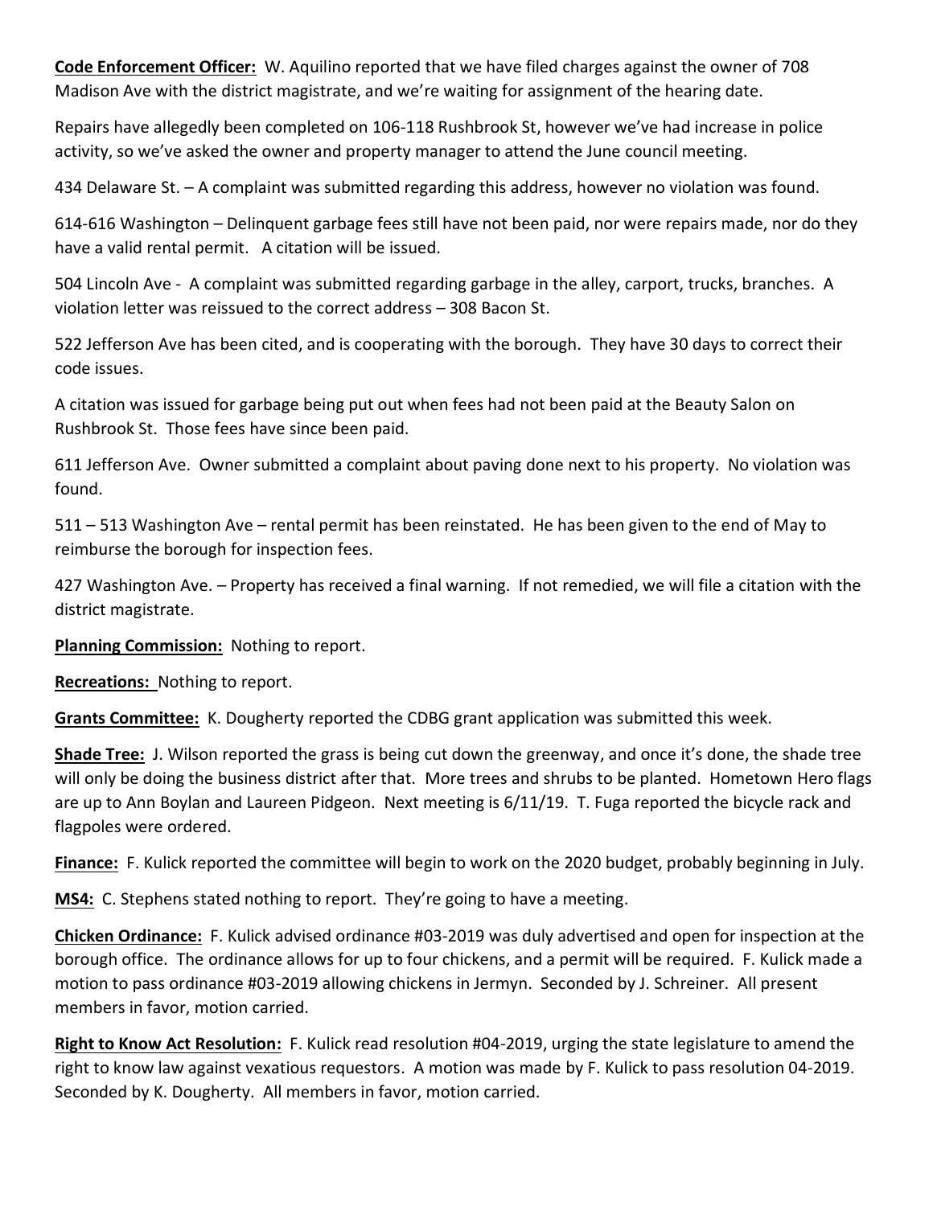**Code Enforcement Officer:** W. Aquilino reported that we have filed charges against the owner of 708 Madison Ave with the district magistrate, and we're waiting for assignment of the hearing date.

Repairs have allegedly been completed on 106-118 Rushbrook St, however we've had increase in police activity, so we've asked the owner and property manager to attend the June council meeting.

434 Delaware St. – A complaint was submitted regarding this address, however no violation was found.

614-616 Washington – Delinquent garbage fees still have not been paid, nor were repairs made, nor do they have a valid rental permit. A citation will be issued.

504 Lincoln Ave - A complaint was submitted regarding garbage in the alley, carport, trucks, branches. A violation letter was reissued to the correct address – 308 Bacon St.

522 Jefferson Ave has been cited, and is cooperating with the borough. They have 30 days to correct their code issues.

A citation was issued for garbage being put out when fees had not been paid at the Beauty Salon on Rushbrook St. Those fees have since been paid.

611 Jefferson Ave. Owner submitted a complaint about paving done next to his property. No violation was found.

511 – 513 Washington Ave – rental permit has been reinstated. He has been given to the end of May to reimburse the borough for inspection fees.

427 Washington Ave. – Property has received a final warning. If not remedied, we will file a citation with the district magistrate.

**Planning Commission:** Nothing to report.

**Recreations:** Nothing to report.

**Grants Committee:** K. Dougherty reported the CDBG grant application was submitted this week.

**Shade Tree:** J. Wilson reported the grass is being cut down the greenway, and once it's done, the shade tree will only be doing the business district after that. More trees and shrubs to be planted. Hometown Hero flags are up to Ann Boylan and Laureen Pidgeon. Next meeting is 6/11/19. T. Fuga reported the bicycle rack and flagpoles were ordered.

**Finance:** F. Kulick reported the committee will begin to work on the 2020 budget, probably beginning in July.

**MS4:** C. Stephens stated nothing to report. They're going to have a meeting.

**Chicken Ordinance:** F. Kulick advised ordinance #03-2019 was duly advertised and open for inspection at the borough office. The ordinance allows for up to four chickens, and a permit will be required. F. Kulick made a motion to pass ordinance #03-2019 allowing chickens in Jermyn. Seconded by J. Schreiner. All present members in favor, motion carried.

**Right to Know Act Resolution:** F. Kulick read resolution #04-2019, urging the state legislature to amend the right to know law against vexatious requestors. A motion was made by F. Kulick to pass resolution 04-2019. Seconded by K. Dougherty. All members in favor, motion carried.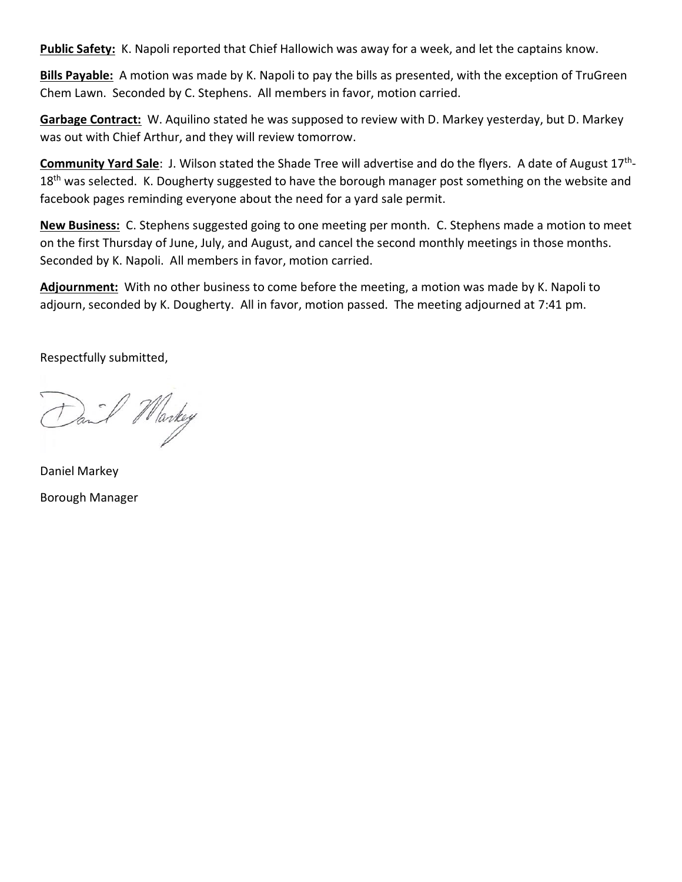**Public Safety:** K. Napoli reported that Chief Hallowich was away for a week, and let the captains know.

**Bills Payable:** A motion was made by K. Napoli to pay the bills as presented, with the exception of TruGreen Chem Lawn. Seconded by C. Stephens. All members in favor, motion carried.

**Garbage Contract:** W. Aquilino stated he was supposed to review with D. Markey yesterday, but D. Markey was out with Chief Arthur, and they will review tomorrow.

**Community Yard Sale**: J. Wilson stated the Shade Tree will advertise and do the flyers. A date of August 17th-18th was selected. K. Dougherty suggested to have the borough manager post something on the website and facebook pages reminding everyone about the need for a yard sale permit.

**New Business:** C. Stephens suggested going to one meeting per month. C. Stephens made a motion to meet on the first Thursday of June, July, and August, and cancel the second monthly meetings in those months. Seconded by K. Napoli. All members in favor, motion carried.

**Adjournment:** With no other business to come before the meeting, a motion was made by K. Napoli to adjourn, seconded by K. Dougherty. All in favor, motion passed. The meeting adjourned at 7:41 pm.

Respectfully submitted,

Daniel Markey

Daniel Markey

Borough Manager